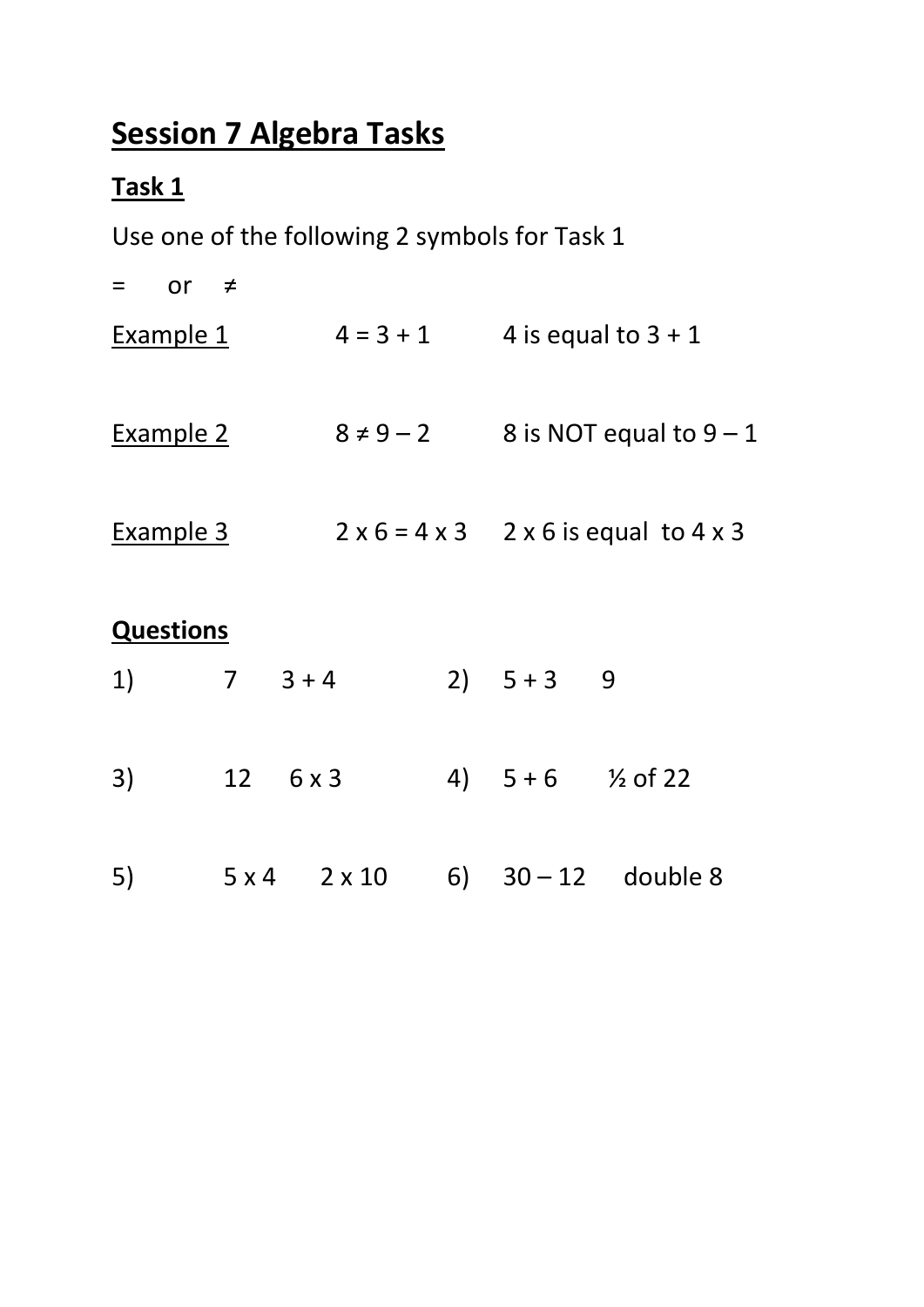# Session 7 Algebra Tasks

## Task 1

Use one of the following 2 symbols for Task 1

= or ≠

Example 1 — $4 = 3 + 1$ — 4 is equal to 3 + 1

Example 2 — $8 \neq 9 – 2$ — 8 is NOT equal to 9 – 1

Example 3 — $2 \times 6 = 4 \times 3$ — 2 x 6 is equal to 4 x 3

## Questions

| | | | |
|---|---|---|---|
| 1) | 7    3 + 4 | 2) | 5 + 3    9 |
| 3) | 12    6 x 3 | 4) | 5 + 6    ½ of 22 |
| 5) | 5 x 4    2 x 10 | 6) | 30 – 12    double 8 |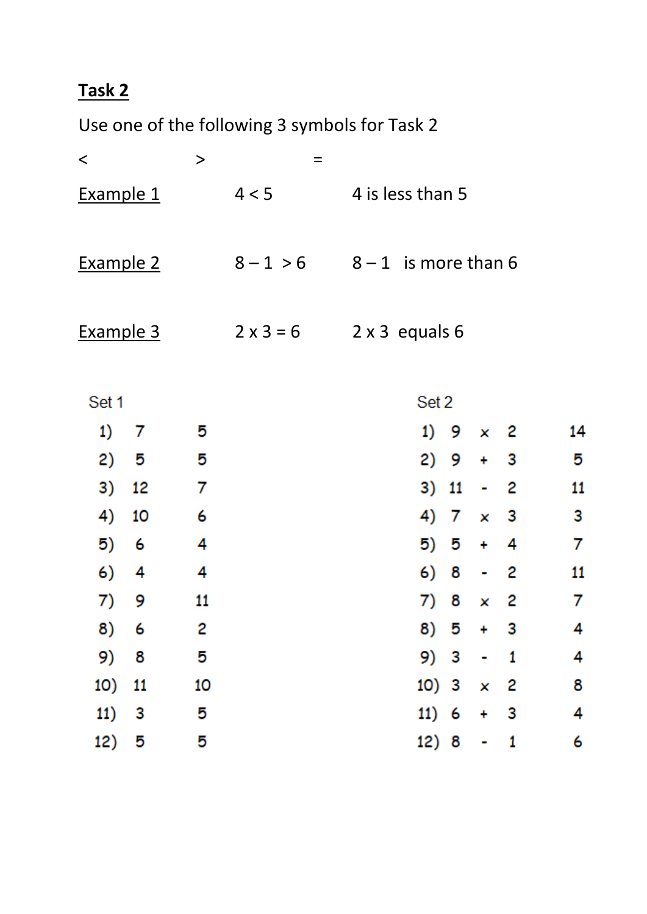## Task 2

Use one of the following 3 symbols for Task 2

<                    >                    =

Example 1          4 < 5          4 is less than 5

Example 2          8 – 1 > 6          8 – 1 is more than 6

Example 3          2 x 3 = 6          2 x 3 equals 6

| Set 1 | | | | Set 2 | | | | | |
|---|---|---|---|---|---|---|---|---|---|
| 1) | 7 | 5 | | 1) | 9 | x | 2 | | 14 |
| 2) | 5 | 5 | | 2) | 9 | + | 3 | | 5 |
| 3) | 12 | 7 | | 3) | 11 | - | 2 | | 11 |
| 4) | 10 | 6 | | 4) | 7 | x | 3 | | 3 |
| 5) | 6 | 4 | | 5) | 5 | + | 4 | | 7 |
| 6) | 4 | 4 | | 6) | 8 | - | 2 | | 11 |
| 7) | 9 | 11 | | 7) | 8 | x | 2 | | 7 |
| 8) | 6 | 2 | | 8) | 5 | + | 3 | | 4 |
| 9) | 8 | 5 | | 9) | 3 | - | 1 | | 4 |
| 10) | 11 | 10 | | 10) | 3 | x | 2 | | 8 |
| 11) | 3 | 5 | | 11) | 6 | + | 3 | | 4 |
| 12) | 5 | 5 | | 12) | 8 | - | 1 | | 6 |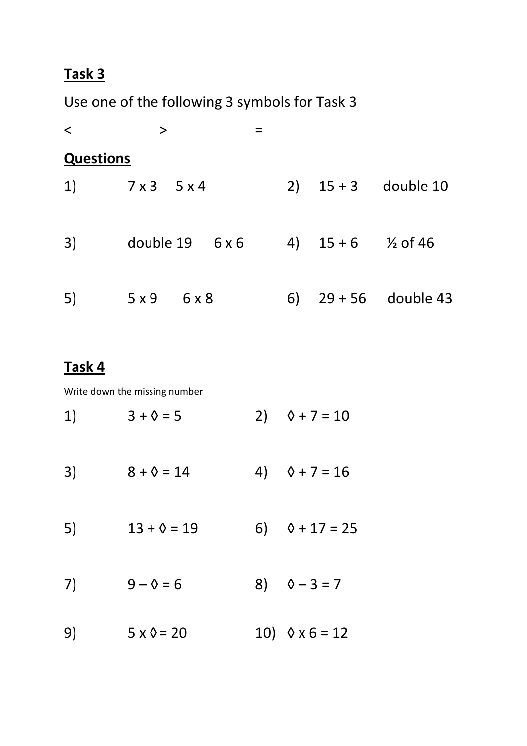**Task 3**

Use one of the following 3 symbols for Task 3

$<$ $>$ $=$

**Questions**

1) $7 \times 3$ $5 \times 4$

2) $15 + 3$ double 10

3) double 19 $6 \times 6$

4) $15 + 6$ ½ of 46

5) $5 \times 9$ $6 \times 8$

6) $29 + 56$ double 43

**Task 4**

Write down the missing number

1) $3 + \lozenge = 5$

2) $\lozenge + 7 = 10$

3) $8 + \lozenge = 14$

4) $\lozenge + 7 = 16$

5) $13 + \lozenge = 19$

6) $\lozenge + 17 = 25$

7) $9 - \lozenge = 6$

8) $\lozenge - 3 = 7$

9) $5 \times \lozenge = 20$

10) $\lozenge \times 6 = 12$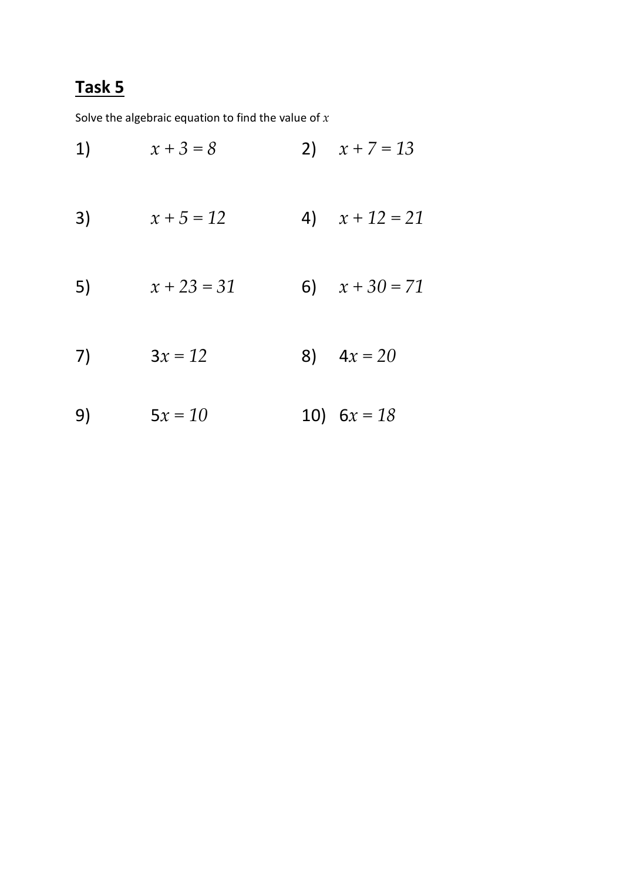## Task 5

Solve the algebraic equation to find the value of $x$

1) $x + 3 = 8$

2) $x + 7 = 13$

3) $x + 5 = 12$

4) $x + 12 = 21$

5) $x + 23 = 31$

6) $x + 30 = 71$

7) $3x = 12$

8) $4x = 20$

9) $5x = 10$

10) $6x = 18$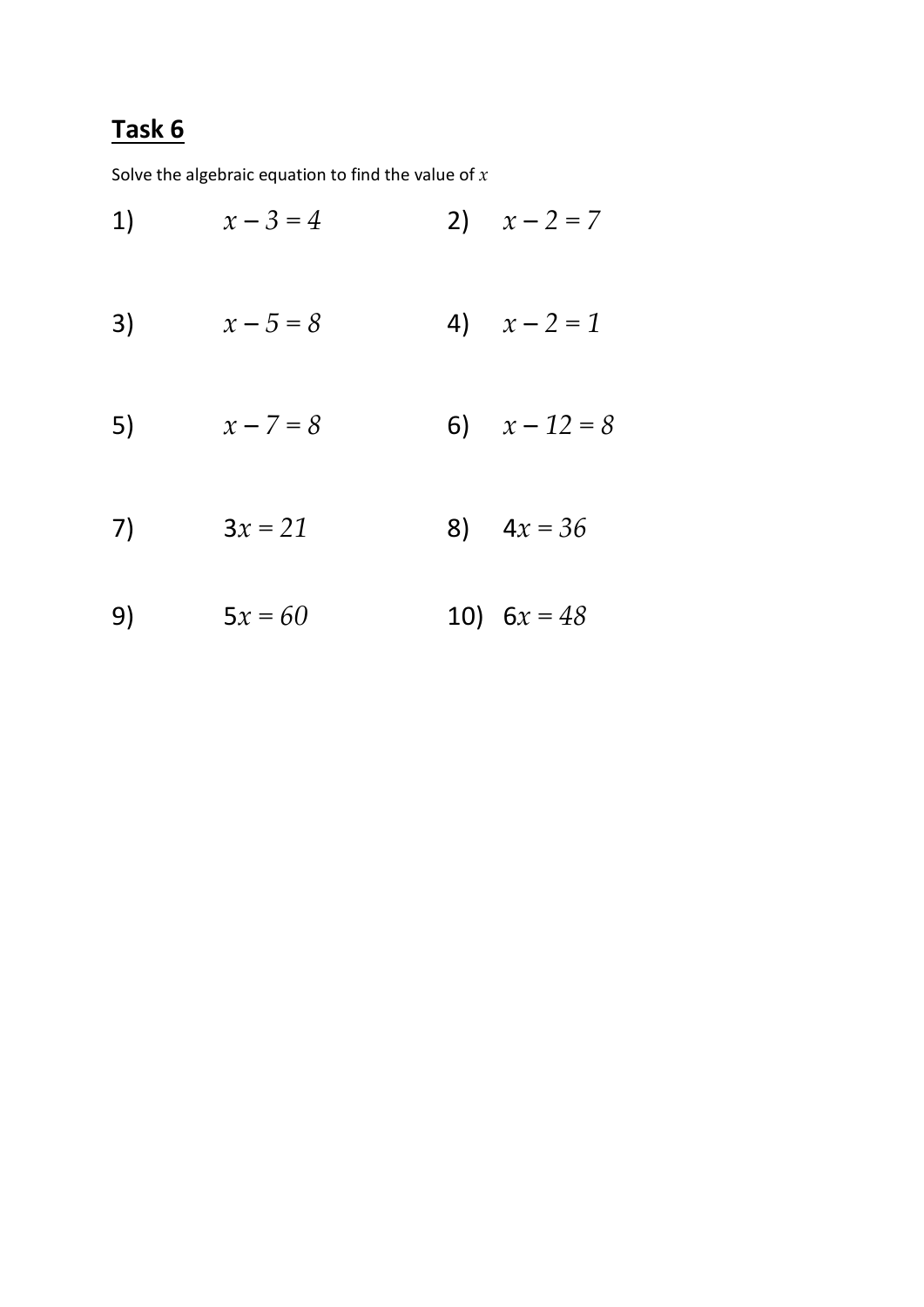## Task 6

Solve the algebraic equation to find the value of $x$

1) $x - 3 = 4$

2) $x - 2 = 7$

3) $x - 5 = 8$

4) $x - 2 = 1$

5) $x - 7 = 8$

6) $x - 12 = 8$

7) $3x = 21$

8) $4x = 36$

9) $5x = 60$

10) $6x = 48$